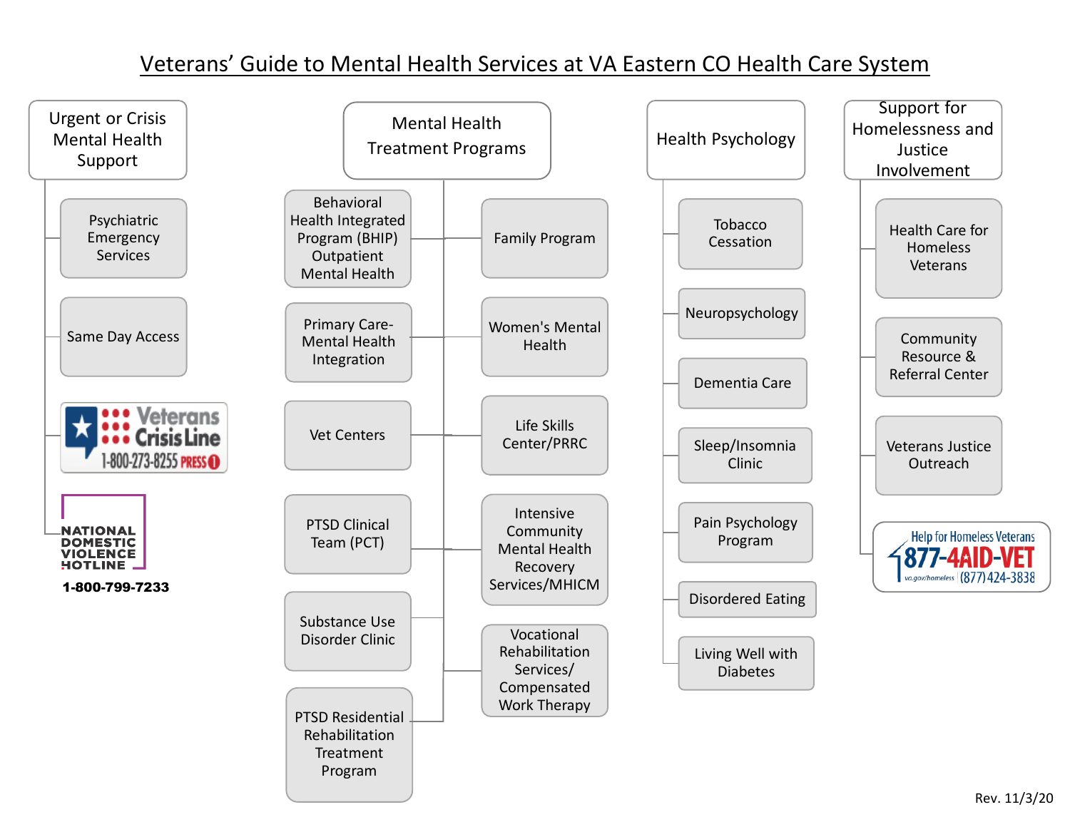# Veterans' Guide to Mental Health Services at VA Eastern CO Health Care System

## Urgent or Crisis Mental Health Support

- Psychiatric Emergency Services
- Same Day Access
- Veterans Crisis Line 1-800-273-8255 PRESS 1
- NATIONAL DOMESTIC VIOLENCE HOTLINE 1-800-799-7233

## Mental Health Treatment Programs

- Behavioral Health Integrated Program (BHIP) Outpatient Mental Health
- Family Program
- Primary Care-Mental Health Integration
- Women's Mental Health
- Vet Centers
- Life Skills Center/PRRC
- PTSD Clinical Team (PCT)
- Intensive Community Mental Health Recovery Services/MHICM
- Substance Use Disorder Clinic
- Vocational Rehabilitation Services/ Compensated Work Therapy
- PTSD Residential Rehabilitation Treatment Program

## Health Psychology

- Tobacco Cessation
- Neuropsychology
- Dementia Care
- Sleep/Insomnia Clinic
- Pain Psychology Program
- Disordered Eating
- Living Well with Diabetes

## Support for Homelessness and Justice Involvement

- Health Care for Homeless Veterans
- Community Resource & Referral Center
- Veterans Justice Outreach
- Help for Homeless Veterans 877-4AID-VET (877) 424-3838 va.gov/homeless

Rev. 11/3/20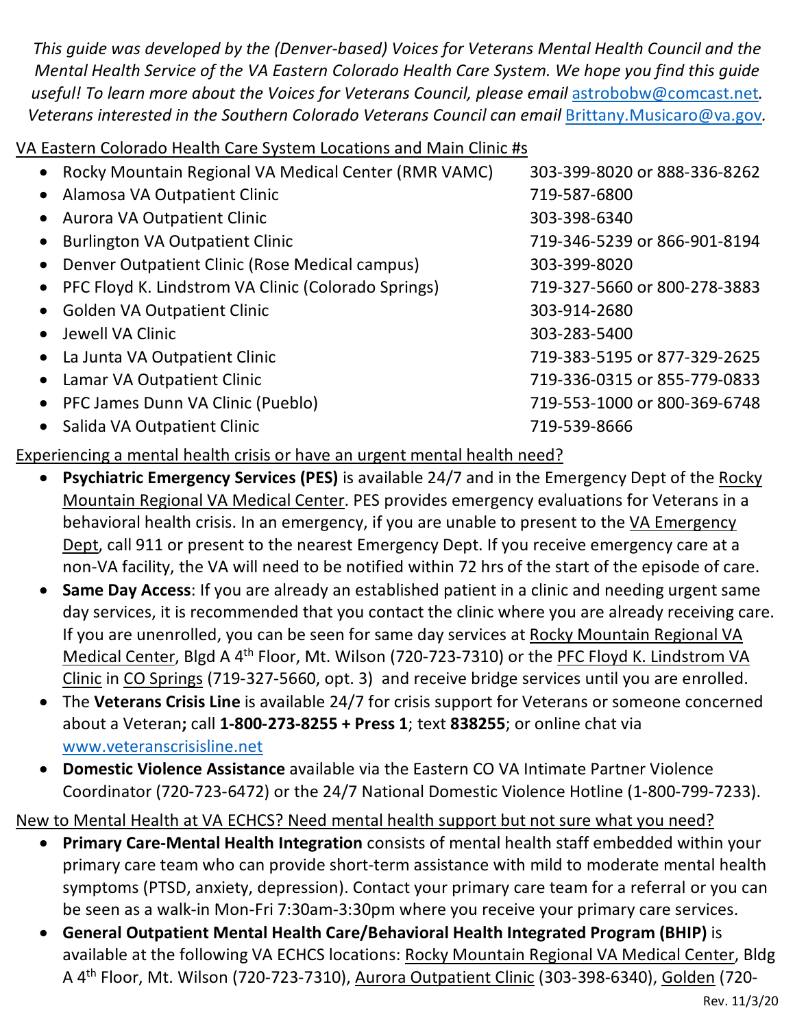*This guide was developed by the (Denver-based) Voices for Veterans Mental Health Council and the Mental Health Service of the VA Eastern Colorado Health Care System. We hope you find this guide useful! To learn more about the Voices for Veterans Council, please email astrobobw@comcast.net. Veterans interested in the Southern Colorado Veterans Council can email Brittany.Musicaro@va.gov.*

VA Eastern Colorado Health Care System Locations and Main Clinic #s

| Location | Phone |
|---|---|
| Rocky Mountain Regional VA Medical Center (RMR VAMC) | 303-399-8020 or 888-336-8262 |
| Alamosa VA Outpatient Clinic | 719-587-6800 |
| Aurora VA Outpatient Clinic | 303-398-6340 |
| Burlington VA Outpatient Clinic | 719-346-5239 or 866-901-8194 |
| Denver Outpatient Clinic (Rose Medical campus) | 303-399-8020 |
| PFC Floyd K. Lindstrom VA Clinic (Colorado Springs) | 719-327-5660 or 800-278-3883 |
| Golden VA Outpatient Clinic | 303-914-2680 |
| Jewell VA Clinic | 303-283-5400 |
| La Junta VA Outpatient Clinic | 719-383-5195 or 877-329-2625 |
| Lamar VA Outpatient Clinic | 719-336-0315 or 855-779-0833 |
| PFC James Dunn VA Clinic (Pueblo) | 719-553-1000 or 800-369-6748 |
| Salida VA Outpatient Clinic | 719-539-8666 |

Experiencing a mental health crisis or have an urgent mental health need?

- **Psychiatric Emergency Services (PES)** is available 24/7 and in the Emergency Dept of the Rocky Mountain Regional VA Medical Center. PES provides emergency evaluations for Veterans in a behavioral health crisis. In an emergency, if you are unable to present to the VA Emergency Dept, call 911 or present to the nearest Emergency Dept. If you receive emergency care at a non-VA facility, the VA will need to be notified within 72 hrs of the start of the episode of care.
- **Same Day Access**: If you are already an established patient in a clinic and needing urgent same day services, it is recommended that you contact the clinic where you are already receiving care. If you are unenrolled, you can be seen for same day services at Rocky Mountain Regional VA Medical Center, Blgd A 4th Floor, Mt. Wilson (720-723-7310) or the PFC Floyd K. Lindstrom VA Clinic in CO Springs (719-327-5660, opt. 3) and receive bridge services until you are enrolled.
- The **Veterans Crisis Line** is available 24/7 for crisis support for Veterans or someone concerned about a Veteran**;** call **1-800-273-8255 + Press 1**; text **838255**; or online chat via www.veteranscrisisline.net
- **Domestic Violence Assistance** available via the Eastern CO VA Intimate Partner Violence Coordinator (720-723-6472) or the 24/7 National Domestic Violence Hotline (1-800-799-7233).

New to Mental Health at VA ECHCS? Need mental health support but not sure what you need?

- **Primary Care-Mental Health Integration** consists of mental health staff embedded within your primary care team who can provide short-term assistance with mild to moderate mental health symptoms (PTSD, anxiety, depression). Contact your primary care team for a referral or you can be seen as a walk-in Mon-Fri 7:30am-3:30pm where you receive your primary care services.
- **General Outpatient Mental Health Care/Behavioral Health Integrated Program (BHIP)** is available at the following VA ECHCS locations: Rocky Mountain Regional VA Medical Center, Bldg A 4th Floor, Mt. Wilson (720-723-7310), Aurora Outpatient Clinic (303-398-6340), Golden (720-

Rev. 11/3/20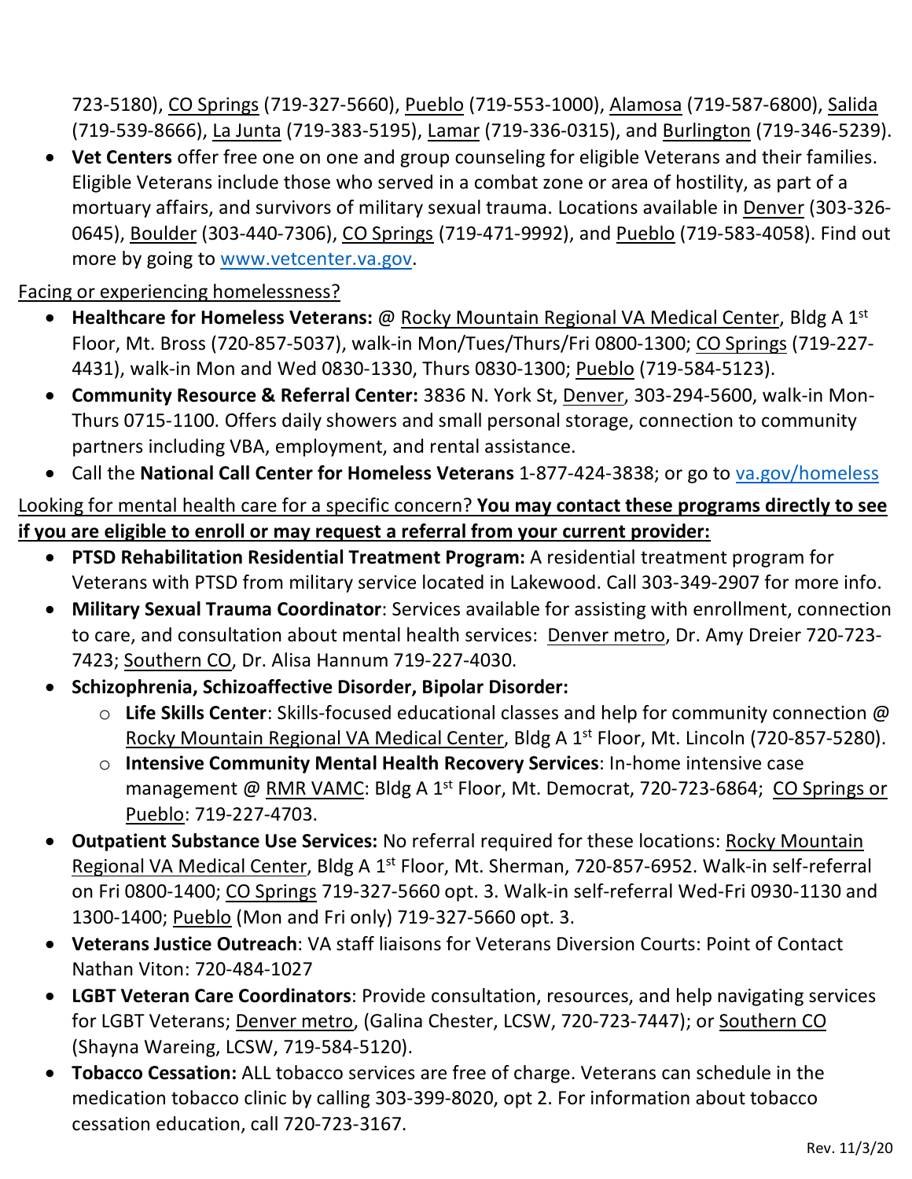723-5180), CO Springs (719-327-5660), Pueblo (719-553-1000), Alamosa (719-587-6800), Salida (719-539-8666), La Junta (719-383-5195), Lamar (719-336-0315), and Burlington (719-346-5239).

- **Vet Centers** offer free one on one and group counseling for eligible Veterans and their families. Eligible Veterans include those who served in a combat zone or area of hostility, as part of a mortuary affairs, and survivors of military sexual trauma. Locations available in Denver (303-326-0645), Boulder (303-440-7306), CO Springs (719-471-9992), and Pueblo (719-583-4058). Find out more by going to www.vetcenter.va.gov.

Facing or experiencing homelessness?

- **Healthcare for Homeless Veterans:** @ Rocky Mountain Regional VA Medical Center, Bldg A 1st Floor, Mt. Bross (720-857-5037), walk-in Mon/Tues/Thurs/Fri 0800-1300; CO Springs (719-227-4431), walk-in Mon and Wed 0830-1330, Thurs 0830-1300; Pueblo (719-584-5123).
- **Community Resource & Referral Center:** 3836 N. York St, Denver, 303-294-5600, walk-in Mon-Thurs 0715-1100. Offers daily showers and small personal storage, connection to community partners including VBA, employment, and rental assistance.
- Call the **National Call Center for Homeless Veterans** 1-877-424-3838; or go to va.gov/homeless

Looking for mental health care for a specific concern? **You may contact these programs directly to see if you are eligible to enroll or may request a referral from your current provider:**

- **PTSD Rehabilitation Residential Treatment Program:** A residential treatment program for Veterans with PTSD from military service located in Lakewood. Call 303-349-2907 for more info.
- **Military Sexual Trauma Coordinator**: Services available for assisting with enrollment, connection to care, and consultation about mental health services: Denver metro, Dr. Amy Dreier 720-723-7423; Southern CO, Dr. Alisa Hannum 719-227-4030.
- **Schizophrenia, Schizoaffective Disorder, Bipolar Disorder:**
  - **Life Skills Center**: Skills-focused educational classes and help for community connection @ Rocky Mountain Regional VA Medical Center, Bldg A 1st Floor, Mt. Lincoln (720-857-5280).
  - **Intensive Community Mental Health Recovery Services**: In-home intensive case management @ RMR VAMC: Bldg A 1st Floor, Mt. Democrat, 720-723-6864; CO Springs or Pueblo: 719-227-4703.
- **Outpatient Substance Use Services:** No referral required for these locations: Rocky Mountain Regional VA Medical Center, Bldg A 1st Floor, Mt. Sherman, 720-857-6952. Walk-in self-referral on Fri 0800-1400; CO Springs 719-327-5660 opt. 3. Walk-in self-referral Wed-Fri 0930-1130 and 1300-1400; Pueblo (Mon and Fri only) 719-327-5660 opt. 3.
- **Veterans Justice Outreach**: VA staff liaisons for Veterans Diversion Courts: Point of Contact Nathan Viton: 720-484-1027
- **LGBT Veteran Care Coordinators**: Provide consultation, resources, and help navigating services for LGBT Veterans; Denver metro, (Galina Chester, LCSW, 720-723-7447); or Southern CO (Shayna Wareing, LCSW, 719-584-5120).
- **Tobacco Cessation:** ALL tobacco services are free of charge. Veterans can schedule in the medication tobacco clinic by calling 303-399-8020, opt 2. For information about tobacco cessation education, call 720-723-3167.

Rev. 11/3/20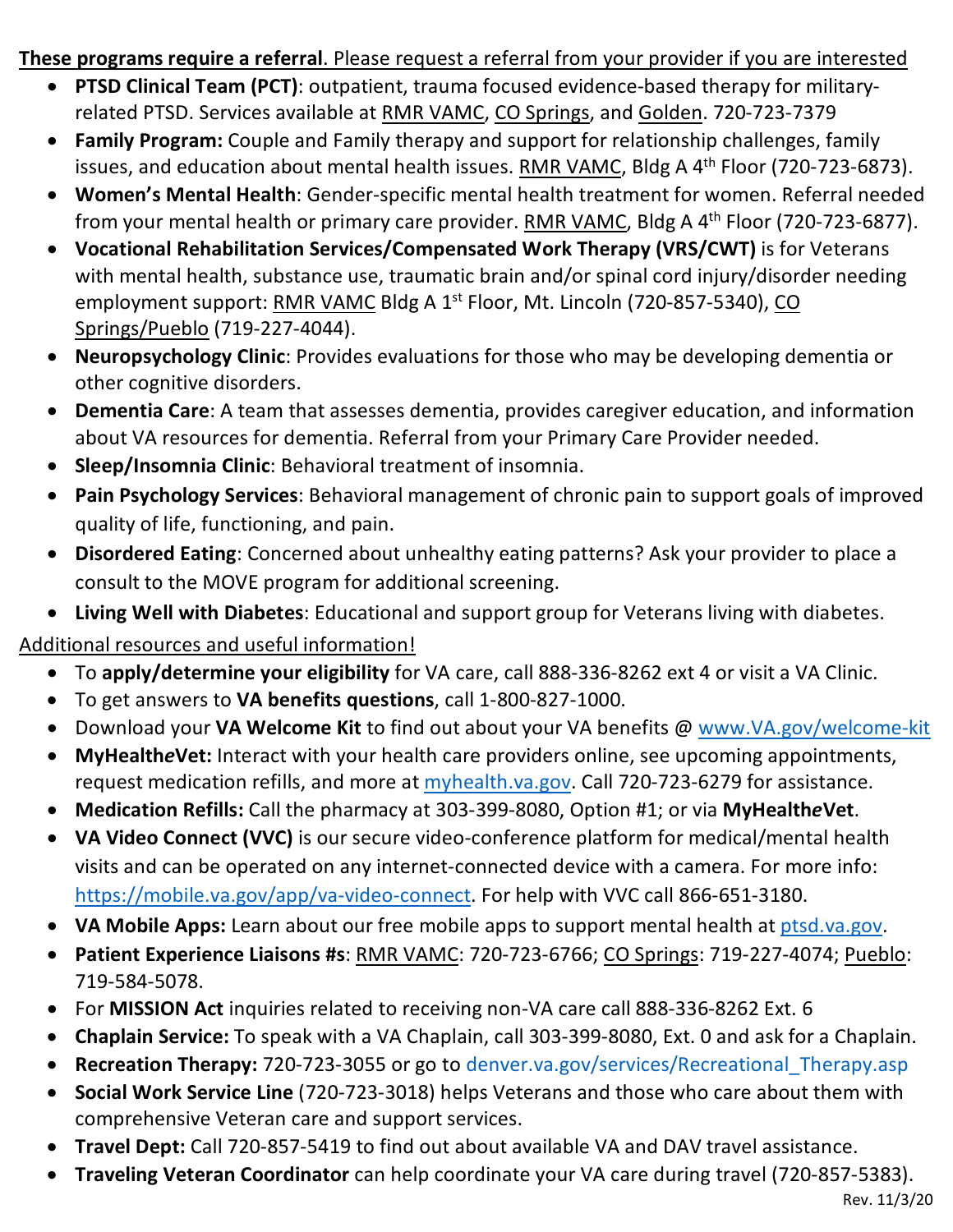**These programs require a referral**. Please request a referral from your provider if you are interested

- **PTSD Clinical Team (PCT)**: outpatient, trauma focused evidence-based therapy for military-related PTSD. Services available at RMR VAMC, CO Springs, and Golden. 720-723-7379
- **Family Program:** Couple and Family therapy and support for relationship challenges, family issues, and education about mental health issues. RMR VAMC, Bldg A 4th Floor (720-723-6873).
- **Women's Mental Health**: Gender-specific mental health treatment for women. Referral needed from your mental health or primary care provider. RMR VAMC, Bldg A 4th Floor (720-723-6877).
- **Vocational Rehabilitation Services/Compensated Work Therapy (VRS/CWT)** is for Veterans with mental health, substance use, traumatic brain and/or spinal cord injury/disorder needing employment support: RMR VAMC Bldg A 1st Floor, Mt. Lincoln (720-857-5340), CO Springs/Pueblo (719-227-4044).
- **Neuropsychology Clinic**: Provides evaluations for those who may be developing dementia or other cognitive disorders.
- **Dementia Care**: A team that assesses dementia, provides caregiver education, and information about VA resources for dementia. Referral from your Primary Care Provider needed.
- **Sleep/Insomnia Clinic**: Behavioral treatment of insomnia.
- **Pain Psychology Services**: Behavioral management of chronic pain to support goals of improved quality of life, functioning, and pain.
- **Disordered Eating**: Concerned about unhealthy eating patterns? Ask your provider to place a consult to the MOVE program for additional screening.
- **Living Well with Diabetes**: Educational and support group for Veterans living with diabetes.

Additional resources and useful information!

- To **apply/determine your eligibility** for VA care, call 888-336-8262 ext 4 or visit a VA Clinic.
- To get answers to **VA benefits questions**, call 1-800-827-1000.
- Download your **VA Welcome Kit** to find out about your VA benefits @ www.VA.gov/welcome-kit
- **MyHeal*th*e*Vet*:** Interact with your health care providers online, see upcoming appointments, request medication refills, and more at myhealth.va.gov. Call 720-723-6279 for assistance.
- **Medication Refills:** Call the pharmacy at 303-399-8080, Option #1; or via **MyHealth*e*Vet**.
- **VA Video Connect (VVC)** is our secure video-conference platform for medical/mental health visits and can be operated on any internet-connected device with a camera. For more info: https://mobile.va.gov/app/va-video-connect. For help with VVC call 866-651-3180.
- **VA Mobile Apps:** Learn about our free mobile apps to support mental health at ptsd.va.gov.
- **Patient Experience Liaisons #s**: RMR VAMC: 720-723-6766; CO Springs: 719-227-4074; Pueblo: 719-584-5078.
- For **MISSION Act** inquiries related to receiving non-VA care call 888-336-8262 Ext. 6
- **Chaplain Service:** To speak with a VA Chaplain, call 303-399-8080, Ext. 0 and ask for a Chaplain.
- **Recreation Therapy:** 720-723-3055 or go to denver.va.gov/services/Recreational_Therapy.asp
- **Social Work Service Line** (720-723-3018) helps Veterans and those who care about them with comprehensive Veteran care and support services.
- **Travel Dept:** Call 720-857-5419 to find out about available VA and DAV travel assistance.
- **Traveling Veteran Coordinator** can help coordinate your VA care during travel (720-857-5383).

Rev. 11/3/20